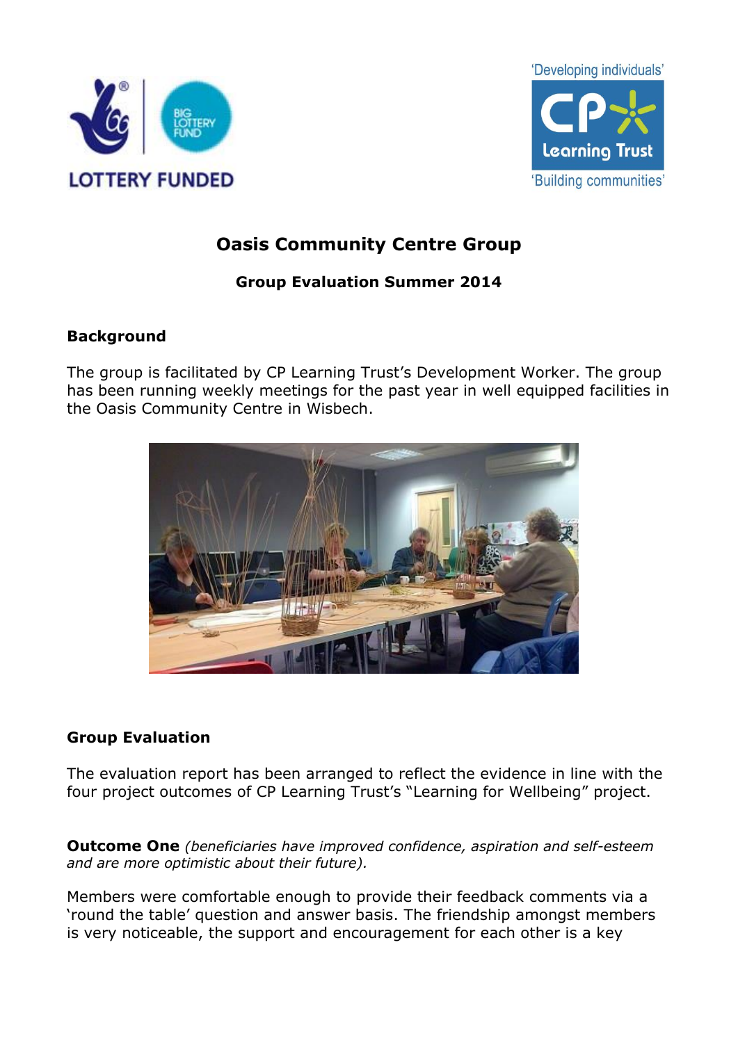# Oasis Community Centre Group

## Group Evaluation Summer 2014

**Background**

The group is facilitated by CP Learning Trust's Development Worker. The group has been running weekly meetings for the past year in well equipped facilities in the Oasis Community Centre in Wisbech.

**Group Evaluation**

The evaluation report has been arranged to reflect the evidence in line with the four project outcomes of CP Learning Trust's "Learning for Wellbeing" project.

**Outcome One** *(beneficiaries have improved confidence, aspiration and self-esteem and are more optimistic about their future).*

Members were comfortable enough to provide their feedback comments via a 'round the table' question and answer basis. The friendship amongst members is very noticeable, the support and encouragement for each other is a key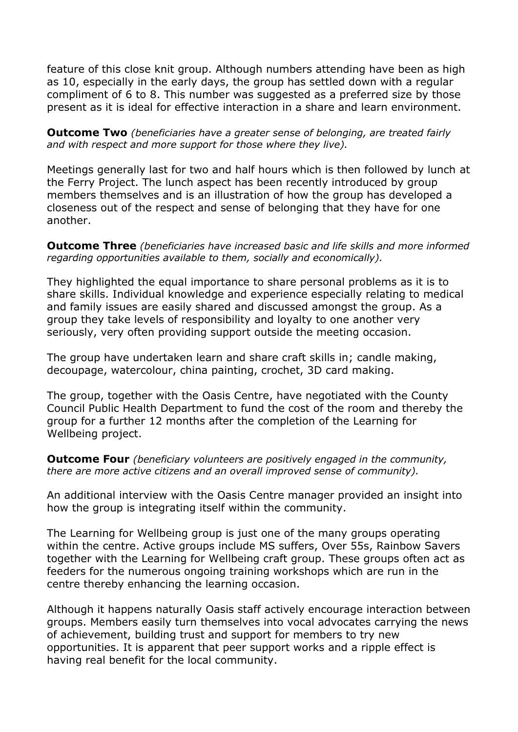feature of this close knit group. Although numbers attending have been as high as 10, especially in the early days, the group has settled down with a regular compliment of 6 to 8. This number was suggested as a preferred size by those present as it is ideal for effective interaction in a share and learn environment.

**Outcome Two** *(beneficiaries have a greater sense of belonging, are treated fairly and with respect and more support for those where they live).*

Meetings generally last for two and half hours which is then followed by lunch at the Ferry Project. The lunch aspect has been recently introduced by group members themselves and is an illustration of how the group has developed a closeness out of the respect and sense of belonging that they have for one another.

**Outcome Three** *(beneficiaries have increased basic and life skills and more informed regarding opportunities available to them, socially and economically).*

They highlighted the equal importance to share personal problems as it is to share skills. Individual knowledge and experience especially relating to medical and family issues are easily shared and discussed amongst the group. As a group they take levels of responsibility and loyalty to one another very seriously, very often providing support outside the meeting occasion.

The group have undertaken learn and share craft skills in; candle making, decoupage, watercolour, china painting, crochet, 3D card making.

The group, together with the Oasis Centre, have negotiated with the County Council Public Health Department to fund the cost of the room and thereby the group for a further 12 months after the completion of the Learning for Wellbeing project.

**Outcome Four** *(beneficiary volunteers are positively engaged in the community, there are more active citizens and an overall improved sense of community).*

An additional interview with the Oasis Centre manager provided an insight into how the group is integrating itself within the community.

The Learning for Wellbeing group is just one of the many groups operating within the centre. Active groups include MS suffers, Over 55s, Rainbow Savers together with the Learning for Wellbeing craft group. These groups often act as feeders for the numerous ongoing training workshops which are run in the centre thereby enhancing the learning occasion.

Although it happens naturally Oasis staff actively encourage interaction between groups. Members easily turn themselves into vocal advocates carrying the news of achievement, building trust and support for members to try new opportunities. It is apparent that peer support works and a ripple effect is having real benefit for the local community.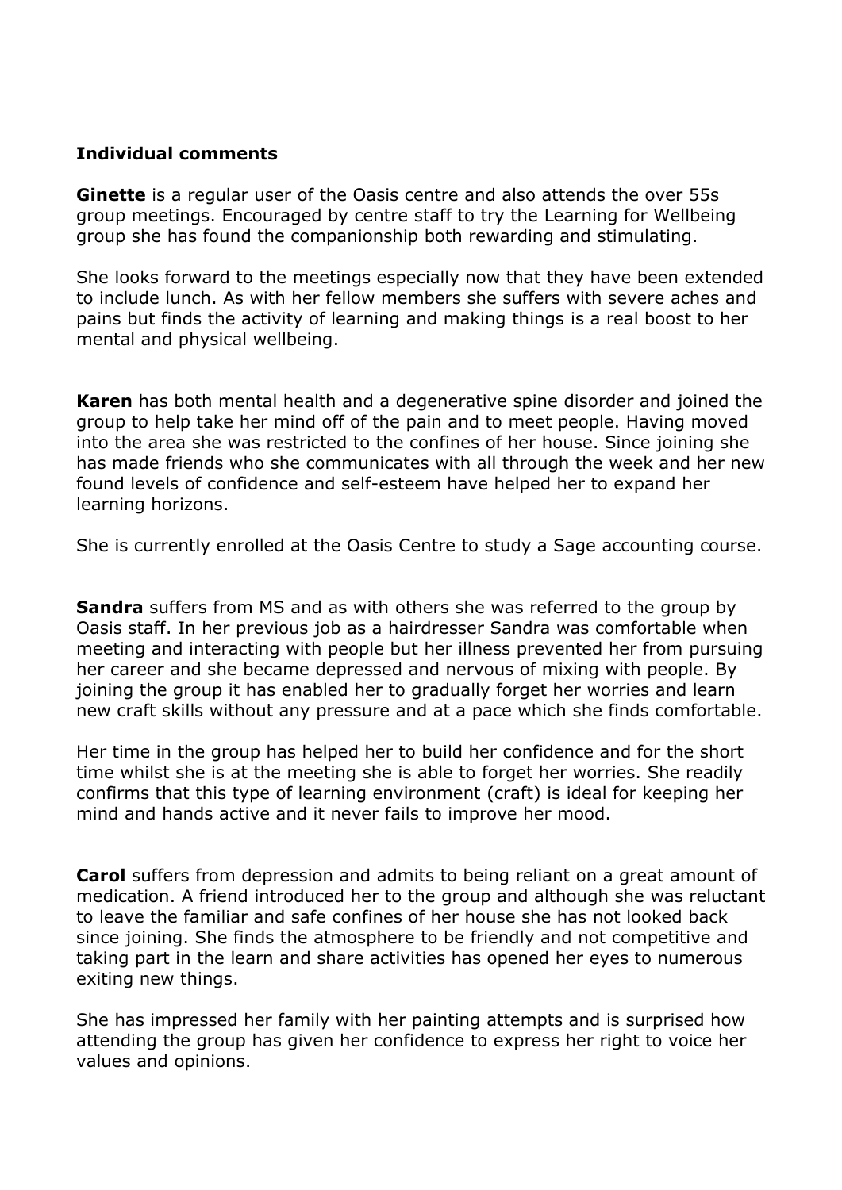**Individual comments**

**Ginette** is a regular user of the Oasis centre and also attends the over 55s group meetings. Encouraged by centre staff to try the Learning for Wellbeing group she has found the companionship both rewarding and stimulating.

She looks forward to the meetings especially now that they have been extended to include lunch. As with her fellow members she suffers with severe aches and pains but finds the activity of learning and making things is a real boost to her mental and physical wellbeing.

**Karen** has both mental health and a degenerative spine disorder and joined the group to help take her mind off of the pain and to meet people. Having moved into the area she was restricted to the confines of her house. Since joining she has made friends who she communicates with all through the week and her new found levels of confidence and self-esteem have helped her to expand her learning horizons.

She is currently enrolled at the Oasis Centre to study a Sage accounting course.

**Sandra** suffers from MS and as with others she was referred to the group by Oasis staff. In her previous job as a hairdresser Sandra was comfortable when meeting and interacting with people but her illness prevented her from pursuing her career and she became depressed and nervous of mixing with people. By joining the group it has enabled her to gradually forget her worries and learn new craft skills without any pressure and at a pace which she finds comfortable.

Her time in the group has helped her to build her confidence and for the short time whilst she is at the meeting she is able to forget her worries. She readily confirms that this type of learning environment (craft) is ideal for keeping her mind and hands active and it never fails to improve her mood.

**Carol** suffers from depression and admits to being reliant on a great amount of medication. A friend introduced her to the group and although she was reluctant to leave the familiar and safe confines of her house she has not looked back since joining. She finds the atmosphere to be friendly and not competitive and taking part in the learn and share activities has opened her eyes to numerous exiting new things.

She has impressed her family with her painting attempts and is surprised how attending the group has given her confidence to express her right to voice her values and opinions.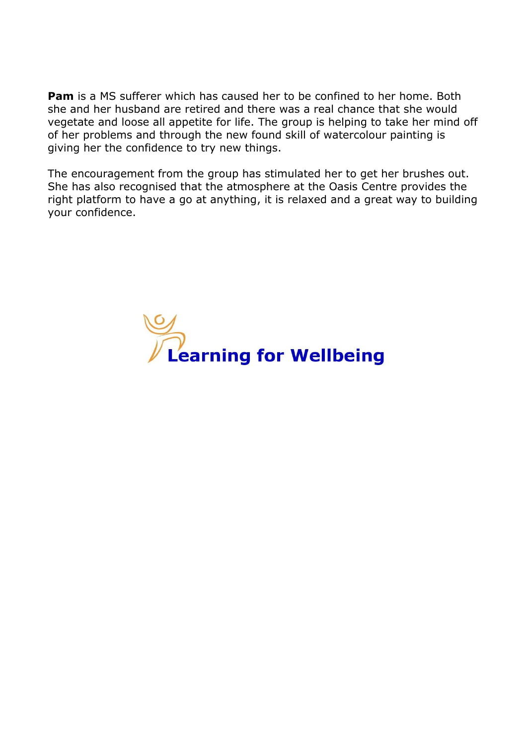**Pam** is a MS sufferer which has caused her to be confined to her home. Both she and her husband are retired and there was a real chance that she would vegetate and loose all appetite for life. The group is helping to take her mind off of her problems and through the new found skill of watercolour painting is giving her the confidence to try new things.

The encouragement from the group has stimulated her to get her brushes out. She has also recognised that the atmosphere at the Oasis Centre provides the right platform to have a go at anything, it is relaxed and a great way to building your confidence.

Learning for Wellbeing